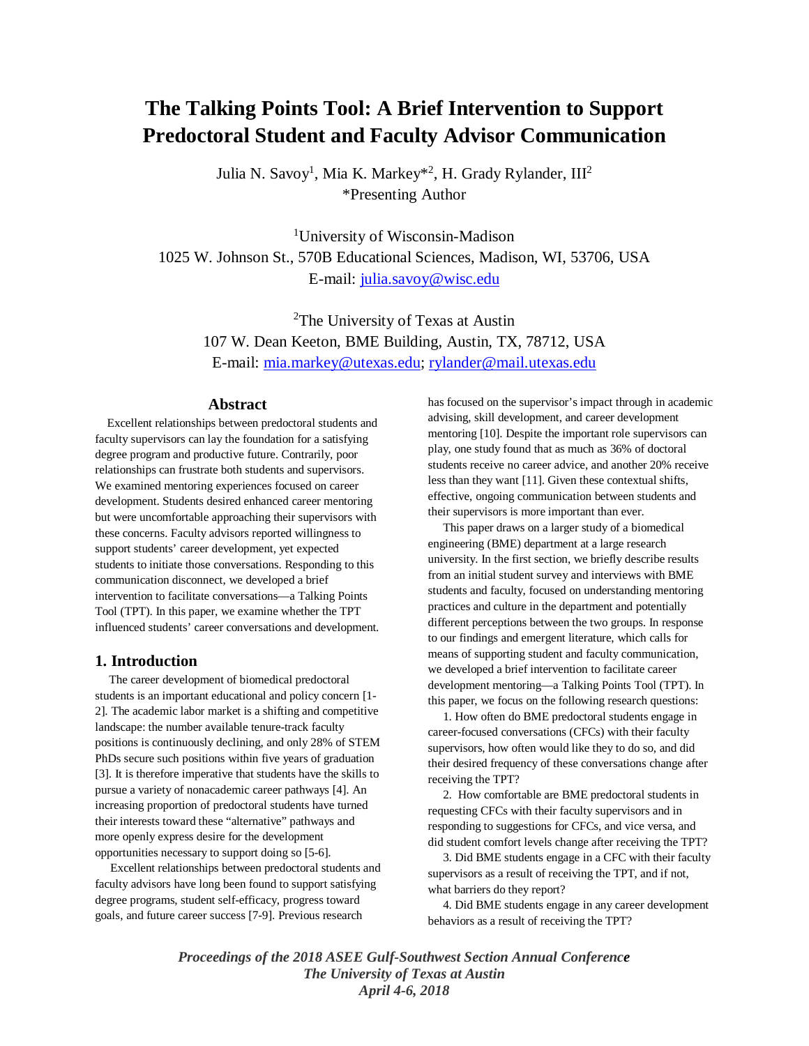# The Talking Points Tool: A Brief Intervention to Support Predoctoral Student and Faculty Advisor Communication

Julia N. Savoy[1], Mia K. Markey*[2], H. Grady Rylander, III[2]
*Presenting Author

[1]University of Wisconsin-Madison
1025 W. Johnson St., 570B Educational Sciences, Madison, WI, 53706, USA
E-mail: julia.savoy@wisc.edu

[2]The University of Texas at Austin
107 W. Dean Keeton, BME Building, Austin, TX, 78712, USA
E-mail: mia.markey@utexas.edu; rylander@mail.utexas.edu

## Abstract

Excellent relationships between predoctoral students and faculty supervisors can lay the foundation for a satisfying degree program and productive future. Contrarily, poor relationships can frustrate both students and supervisors. We examined mentoring experiences focused on career development. Students desired enhanced career mentoring but were uncomfortable approaching their supervisors with these concerns. Faculty advisors reported willingness to support students' career development, yet expected students to initiate those conversations. Responding to this communication disconnect, we developed a brief intervention to facilitate conversations—a Talking Points Tool (TPT). In this paper, we examine whether the TPT influenced students' career conversations and development.

## 1. Introduction

The career development of biomedical predoctoral students is an important educational and policy concern [1-2]. The academic labor market is a shifting and competitive landscape: the number available tenure-track faculty positions is continuously declining, and only 28% of STEM PhDs secure such positions within five years of graduation [3]. It is therefore imperative that students have the skills to pursue a variety of nonacademic career pathways [4]. An increasing proportion of predoctoral students have turned their interests toward these "alternative" pathways and more openly express desire for the development opportunities necessary to support doing so [5-6].

Excellent relationships between predoctoral students and faculty advisors have long been found to support satisfying degree programs, student self-efficacy, progress toward goals, and future career success [7-9]. Previous research has focused on the supervisor's impact through in academic advising, skill development, and career development mentoring [10]. Despite the important role supervisors can play, one study found that as much as 36% of doctoral students receive no career advice, and another 20% receive less than they want [11]. Given these contextual shifts, effective, ongoing communication between students and their supervisors is more important than ever.

This paper draws on a larger study of a biomedical engineering (BME) department at a large research university. In the first section, we briefly describe results from an initial student survey and interviews with BME students and faculty, focused on understanding mentoring practices and culture in the department and potentially different perceptions between the two groups. In response to our findings and emergent literature, which calls for means of supporting student and faculty communication, we developed a brief intervention to facilitate career development mentoring—a Talking Points Tool (TPT). In this paper, we focus on the following research questions:

1. How often do BME predoctoral students engage in career-focused conversations (CFCs) with their faculty supervisors, how often would like they to do so, and did their desired frequency of these conversations change after receiving the TPT?
2. How comfortable are BME predoctoral students in requesting CFCs with their faculty supervisors and in responding to suggestions for CFCs, and vice versa, and did student comfort levels change after receiving the TPT?
3. Did BME students engage in a CFC with their faculty supervisors as a result of receiving the TPT, and if not, what barriers do they report?
4. Did BME students engage in any career development behaviors as a result of receiving the TPT?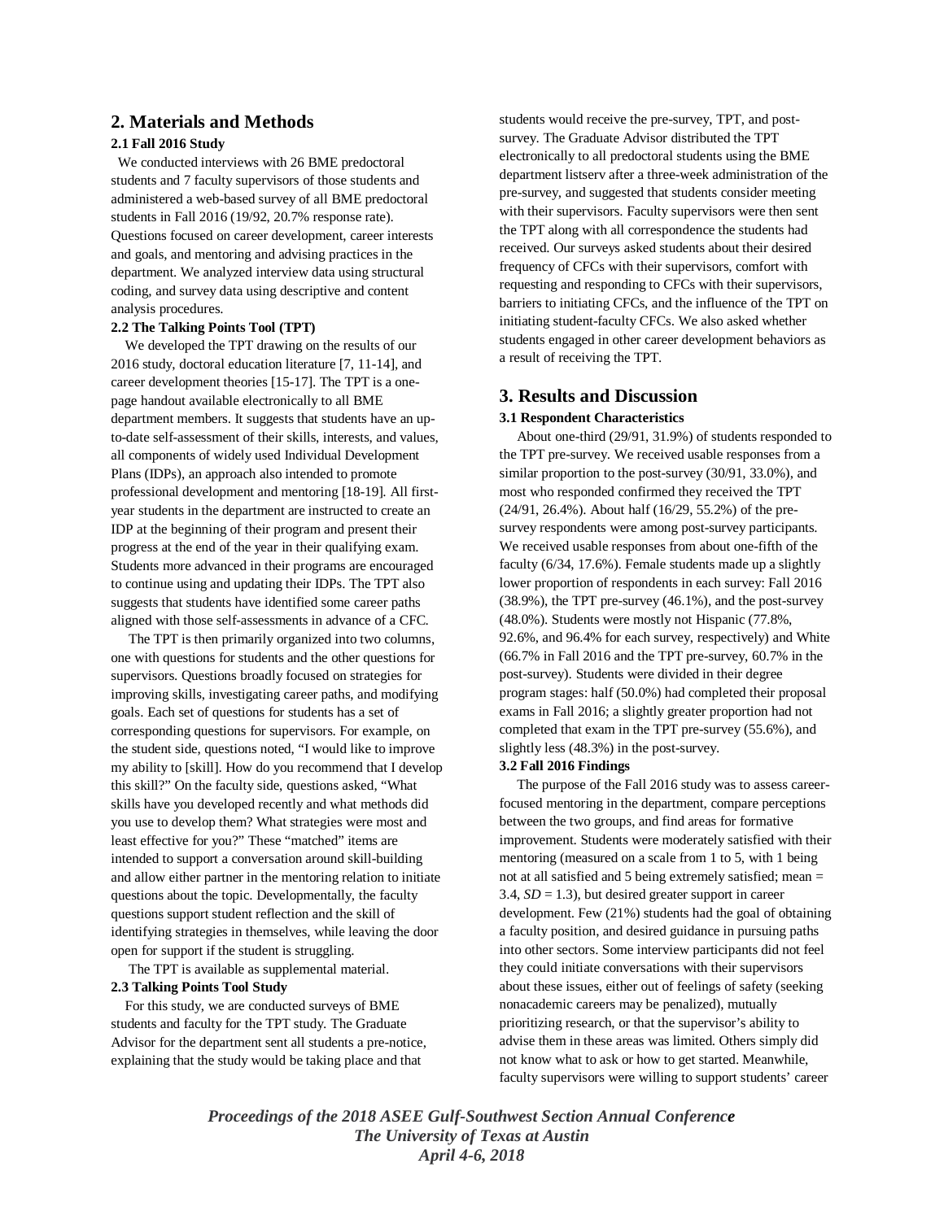## 2. Materials and Methods

### 2.1 Fall 2016 Study

We conducted interviews with 26 BME predoctoral students and 7 faculty supervisors of those students and administered a web-based survey of all BME predoctoral students in Fall 2016 (19/92, 20.7% response rate). Questions focused on career development, career interests and goals, and mentoring and advising practices in the department. We analyzed interview data using structural coding, and survey data using descriptive and content analysis procedures.

### 2.2 The Talking Points Tool (TPT)

We developed the TPT drawing on the results of our 2016 study, doctoral education literature [7, 11-14], and career development theories [15-17]. The TPT is a one-page handout available electronically to all BME department members. It suggests that students have an up-to-date self-assessment of their skills, interests, and values, all components of widely used Individual Development Plans (IDPs), an approach also intended to promote professional development and mentoring [18-19]. All first-year students in the department are instructed to create an IDP at the beginning of their program and present their progress at the end of the year in their qualifying exam. Students more advanced in their programs are encouraged to continue using and updating their IDPs. The TPT also suggests that students have identified some career paths aligned with those self-assessments in advance of a CFC.

The TPT is then primarily organized into two columns, one with questions for students and the other questions for supervisors. Questions broadly focused on strategies for improving skills, investigating career paths, and modifying goals. Each set of questions for students has a set of corresponding questions for supervisors. For example, on the student side, questions noted, "I would like to improve my ability to [skill]. How do you recommend that I develop this skill?" On the faculty side, questions asked, "What skills have you developed recently and what methods did you use to develop them? What strategies were most and least effective for you?" These "matched" items are intended to support a conversation around skill-building and allow either partner in the mentoring relation to initiate questions about the topic. Developmentally, the faculty questions support student reflection and the skill of identifying strategies in themselves, while leaving the door open for support if the student is struggling.

The TPT is available as supplemental material.

### 2.3 Talking Points Tool Study

For this study, we are conducted surveys of BME students and faculty for the TPT study. The Graduate Advisor for the department sent all students a pre-notice, explaining that the study would be taking place and that students would receive the pre-survey, TPT, and post-survey. The Graduate Advisor distributed the TPT electronically to all predoctoral students using the BME department listserv after a three-week administration of the pre-survey, and suggested that students consider meeting with their supervisors. Faculty supervisors were then sent the TPT along with all correspondence the students had received. Our surveys asked students about their desired frequency of CFCs with their supervisors, comfort with requesting and responding to CFCs with their supervisors, barriers to initiating CFCs, and the influence of the TPT on initiating student-faculty CFCs. We also asked whether students engaged in other career development behaviors as a result of receiving the TPT.

## 3. Results and Discussion

### 3.1 Respondent Characteristics

About one-third (29/91, 31.9%) of students responded to the TPT pre-survey. We received usable responses from a similar proportion to the post-survey (30/91, 33.0%), and most who responded confirmed they received the TPT (24/91, 26.4%). About half (16/29, 55.2%) of the pre-survey respondents were among post-survey participants. We received usable responses from about one-fifth of the faculty (6/34, 17.6%). Female students made up a slightly lower proportion of respondents in each survey: Fall 2016 (38.9%), the TPT pre-survey (46.1%), and the post-survey (48.0%). Students were mostly not Hispanic (77.8%, 92.6%, and 96.4% for each survey, respectively) and White (66.7% in Fall 2016 and the TPT pre-survey, 60.7% in the post-survey). Students were divided in their degree program stages: half (50.0%) had completed their proposal exams in Fall 2016; a slightly greater proportion had not completed that exam in the TPT pre-survey (55.6%), and slightly less (48.3%) in the post-survey.

### 3.2 Fall 2016 Findings

The purpose of the Fall 2016 study was to assess career-focused mentoring in the department, compare perceptions between the two groups, and find areas for formative improvement. Students were moderately satisfied with their mentoring (measured on a scale from 1 to 5, with 1 being not at all satisfied and 5 being extremely satisfied; mean = 3.4, *SD* = 1.3), but desired greater support in career development. Few (21%) students had the goal of obtaining a faculty position, and desired guidance in pursuing paths into other sectors. Some interview participants did not feel they could initiate conversations with their supervisors about these issues, either out of feelings of safety (seeking nonacademic careers may be penalized), mutually prioritizing research, or that the supervisor's ability to advise them in these areas was limited. Others simply did not know what to ask or how to get started. Meanwhile, faculty supervisors were willing to support students' career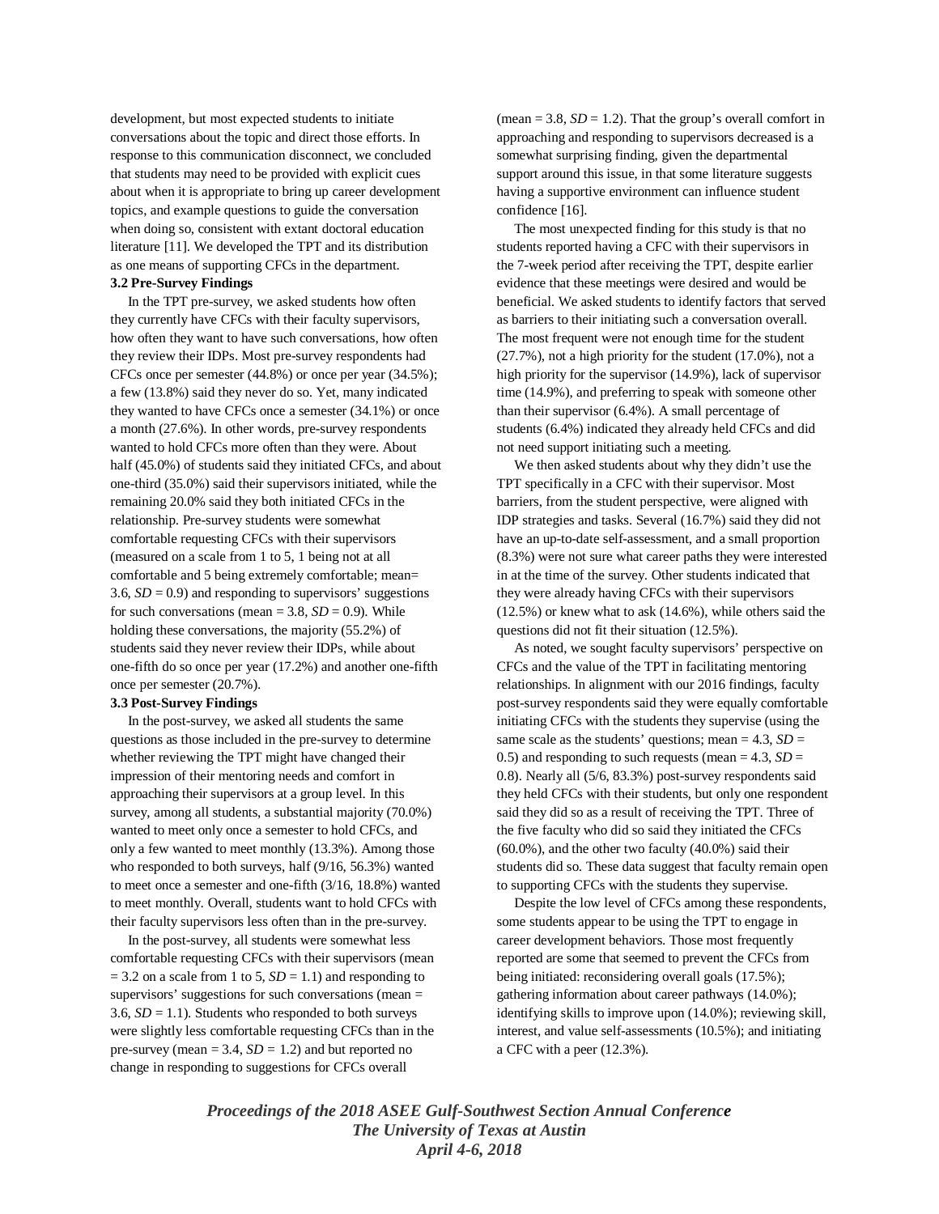development, but most expected students to initiate conversations about the topic and direct those efforts. In response to this communication disconnect, we concluded that students may need to be provided with explicit cues about when it is appropriate to bring up career development topics, and example questions to guide the conversation when doing so, consistent with extant doctoral education literature [11]. We developed the TPT and its distribution as one means of supporting CFCs in the department.

### 3.2 Pre-Survey Findings

In the TPT pre-survey, we asked students how often they currently have CFCs with their faculty supervisors, how often they want to have such conversations, how often they review their IDPs. Most pre-survey respondents had CFCs once per semester (44.8%) or once per year (34.5%); a few (13.8%) said they never do so. Yet, many indicated they wanted to have CFCs once a semester (34.1%) or once a month (27.6%). In other words, pre-survey respondents wanted to hold CFCs more often than they were. About half (45.0%) of students said they initiated CFCs, and about one-third (35.0%) said their supervisors initiated, while the remaining 20.0% said they both initiated CFCs in the relationship. Pre-survey students were somewhat comfortable requesting CFCs with their supervisors (measured on a scale from 1 to 5, 1 being not at all comfortable and 5 being extremely comfortable; mean= 3.6, *SD* = 0.9) and responding to supervisors' suggestions for such conversations (mean = 3.8, *SD* = 0.9). While holding these conversations, the majority (55.2%) of students said they never review their IDPs, while about one-fifth do so once per year (17.2%) and another one-fifth once per semester (20.7%).

### 3.3 Post-Survey Findings

In the post-survey, we asked all students the same questions as those included in the pre-survey to determine whether reviewing the TPT might have changed their impression of their mentoring needs and comfort in approaching their supervisors at a group level. In this survey, among all students, a substantial majority (70.0%) wanted to meet only once a semester to hold CFCs, and only a few wanted to meet monthly (13.3%). Among those who responded to both surveys, half (9/16, 56.3%) wanted to meet once a semester and one-fifth (3/16, 18.8%) wanted to meet monthly. Overall, students want to hold CFCs with their faculty supervisors less often than in the pre-survey.

In the post-survey, all students were somewhat less comfortable requesting CFCs with their supervisors (mean = 3.2 on a scale from 1 to 5, *SD* = 1.1) and responding to supervisors' suggestions for such conversations (mean = 3.6, *SD* = 1.1). Students who responded to both surveys were slightly less comfortable requesting CFCs than in the pre-survey (mean = 3.4, *SD* = 1.2) and but reported no change in responding to suggestions for CFCs overall (mean = 3.8, *SD* = 1.2). That the group's overall comfort in approaching and responding to supervisors decreased is a somewhat surprising finding, given the departmental support around this issue, in that some literature suggests having a supportive environment can influence student confidence [16].

The most unexpected finding for this study is that no students reported having a CFC with their supervisors in the 7-week period after receiving the TPT, despite earlier evidence that these meetings were desired and would be beneficial. We asked students to identify factors that served as barriers to their initiating such a conversation overall. The most frequent were not enough time for the student (27.7%), not a high priority for the student (17.0%), not a high priority for the supervisor (14.9%), lack of supervisor time (14.9%), and preferring to speak with someone other than their supervisor (6.4%). A small percentage of students (6.4%) indicated they already held CFCs and did not need support initiating such a meeting.

We then asked students about why they didn't use the TPT specifically in a CFC with their supervisor. Most barriers, from the student perspective, were aligned with IDP strategies and tasks. Several (16.7%) said they did not have an up-to-date self-assessment, and a small proportion (8.3%) were not sure what career paths they were interested in at the time of the survey. Other students indicated that they were already having CFCs with their supervisors (12.5%) or knew what to ask (14.6%), while others said the questions did not fit their situation (12.5%).

As noted, we sought faculty supervisors' perspective on CFCs and the value of the TPT in facilitating mentoring relationships. In alignment with our 2016 findings, faculty post-survey respondents said they were equally comfortable initiating CFCs with the students they supervise (using the same scale as the students' questions; mean = 4.3, *SD* = 0.5) and responding to such requests (mean = 4.3, *SD* = 0.8). Nearly all (5/6, 83.3%) post-survey respondents said they held CFCs with their students, but only one respondent said they did so as a result of receiving the TPT. Three of the five faculty who did so said they initiated the CFCs (60.0%), and the other two faculty (40.0%) said their students did so. These data suggest that faculty remain open to supporting CFCs with the students they supervise.

Despite the low level of CFCs among these respondents, some students appear to be using the TPT to engage in career development behaviors. Those most frequently reported are some that seemed to prevent the CFCs from being initiated: reconsidering overall goals (17.5%); gathering information about career pathways (14.0%); identifying skills to improve upon (14.0%); reviewing skill, interest, and value self-assessments (10.5%); and initiating a CFC with a peer (12.3%).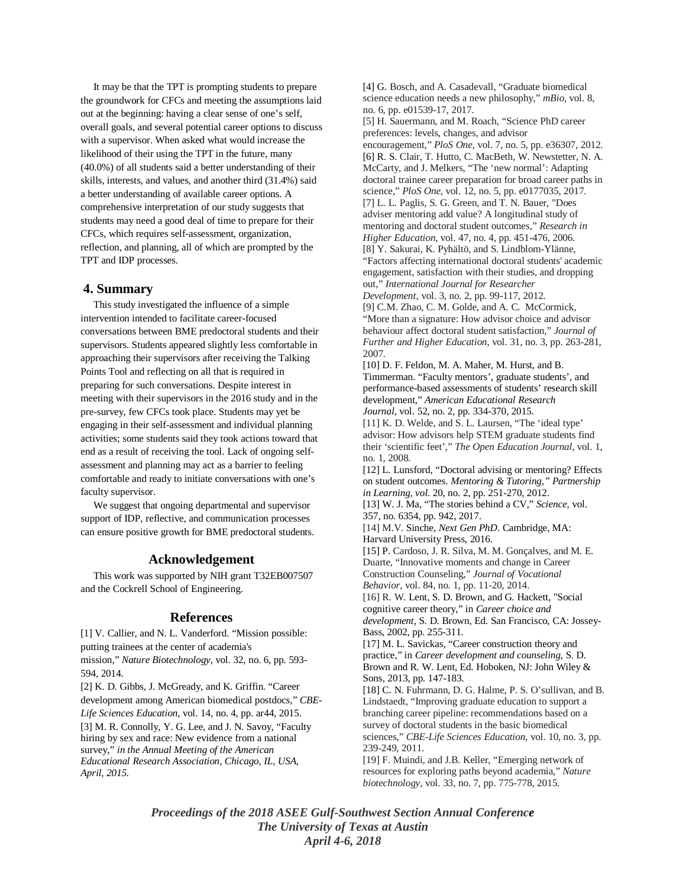It may be that the TPT is prompting students to prepare the groundwork for CFCs and meeting the assumptions laid out at the beginning: having a clear sense of one's self, overall goals, and several potential career options to discuss with a supervisor. When asked what would increase the likelihood of their using the TPT in the future, many (40.0%) of all students said a better understanding of their skills, interests, and values, and another third (31.4%) said a better understanding of available career options. A comprehensive interpretation of our study suggests that students may need a good deal of time to prepare for their CFCs, which requires self-assessment, organization, reflection, and planning, all of which are prompted by the TPT and IDP processes.

## 4. Summary

This study investigated the influence of a simple intervention intended to facilitate career-focused conversations between BME predoctoral students and their supervisors. Students appeared slightly less comfortable in approaching their supervisors after receiving the Talking Points Tool and reflecting on all that is required in preparing for such conversations. Despite interest in meeting with their supervisors in the 2016 study and in the pre-survey, few CFCs took place. Students may yet be engaging in their self-assessment and individual planning activities; some students said they took actions toward that end as a result of receiving the tool. Lack of ongoing self-assessment and planning may act as a barrier to feeling comfortable and ready to initiate conversations with one's faculty supervisor.

We suggest that ongoing departmental and supervisor support of IDP, reflective, and communication processes can ensure positive growth for BME predoctoral students.

## Acknowledgement

This work was supported by NIH grant T32EB007507 and the Cockrell School of Engineering.

## References

[1] V. Callier, and N. L. Vanderford. "Mission possible: putting trainees at the center of academia's mission," *Nature Biotechnology*, vol. 32, no. 6, pp. 593-594, 2014.

[2] K. D. Gibbs, J. McGready, and K. Griffin. "Career development among American biomedical postdocs," *CBE-Life Sciences Education*, vol. 14, no. 4, pp. ar44, 2015.

[3] M. R. Connolly, Y. G. Lee, and J. N. Savoy, "Faculty hiring by sex and race: New evidence from a national survey," *in the Annual Meeting of the American Educational Research Association, Chicago, IL, USA, April, 2015.*

[4] G. Bosch, and A. Casadevall, "Graduate biomedical science education needs a new philosophy," *mBio*, vol. 8, no. 6, pp. e01539-17, 2017.

[5] H. Sauermann, and M. Roach, "Science PhD career preferences: levels, changes, and advisor encouragement," *PloS One*, vol. 7, no. 5, pp. e36307, 2012.

[6] R. S. Clair, T. Hutto, C. MacBeth, W. Newstetter, N. A. McCarty, and J. Melkers, "The 'new normal': Adapting doctoral trainee career preparation for broad career paths in science," *PloS One*, vol. 12, no. 5, pp. e0177035, 2017.

[7] L. L. Paglis, S. G. Green, and T. N. Bauer, "Does adviser mentoring add value? A longitudinal study of mentoring and doctoral student outcomes," *Research in Higher Education*, vol. 47, no. 4, pp. 451-476, 2006.

[8] Y. Sakurai, K. Pyhältö, and S. Lindblom-Ylänne, "Factors affecting international doctoral students' academic engagement, satisfaction with their studies, and dropping out," *International Journal for Researcher Development*, vol. 3, no. 2, pp. 99-117, 2012.

[9] C.M. Zhao, C. M. Golde, and A. C. McCormick, "More than a signature: How advisor choice and advisor behaviour affect doctoral student satisfaction," *Journal of Further and Higher Education*, vol. 31, no. 3, pp. 263-281, 2007.

[10] D. F. Feldon, M. A. Maher, M. Hurst, and B. Timmerman. "Faculty mentors', graduate students', and performance-based assessments of students' research skill development," *American Educational Research Journal*, vol. 52, no. 2, pp. 334-370, 2015.

[11] K. D. Welde, and S. L. Laursen, "The 'ideal type' advisor: How advisors help STEM graduate students find their 'scientific feet'," *The Open Education Journal*, vol. 1, no. 1, 2008.

[12] L. Lunsford, "Doctoral advising or mentoring? Effects on student outcomes. *Mentoring & Tutoring," Partnership in Learning, vol.* 20, no. 2, pp. 251-270, 2012.

[13] W. J. Ma, "The stories behind a CV," *Science*, vol. 357, no. 6354, pp. 942, 2017.

[14] M.V. Sinche, *Next Gen PhD*. Cambridge, MA: Harvard University Press, 2016.

[15] P. Cardoso, J. R. Silva, M. M. Gonçalves, and M. E. Duarte, "Innovative moments and change in Career Construction Counseling," *Journal of Vocational Behavior*, vol. 84, no. 1, pp. 11-20, 2014.

[16] R. W. Lent, S. D. Brown, and G. Hackett, "Social cognitive career theory," in *Career choice and development*, S. D. Brown, Ed. San Francisco, CA: Jossey-Bass, 2002, pp. 255-311.

[17] M. L. Savickas, "Career construction theory and practice," in *Career development and counseling*, S. D. Brown and R. W. Lent, Ed. Hoboken, NJ: John Wiley & Sons, 2013, pp. 147-183.

[18] C. N. Fuhrmann, D. G. Halme, P. S. O'sullivan, and B. Lindstaedt, "Improving graduate education to support a branching career pipeline: recommendations based on a survey of doctoral students in the basic biomedical sciences," *CBE-Life Sciences Education*, vol. 10, no. 3, pp. 239-249, 2011.

[19] F. Muindi, and J.B. Keller, "Emerging network of resources for exploring paths beyond academia," *Nature biotechnology*, vol. 33, no. 7, pp. 775-778, 2015.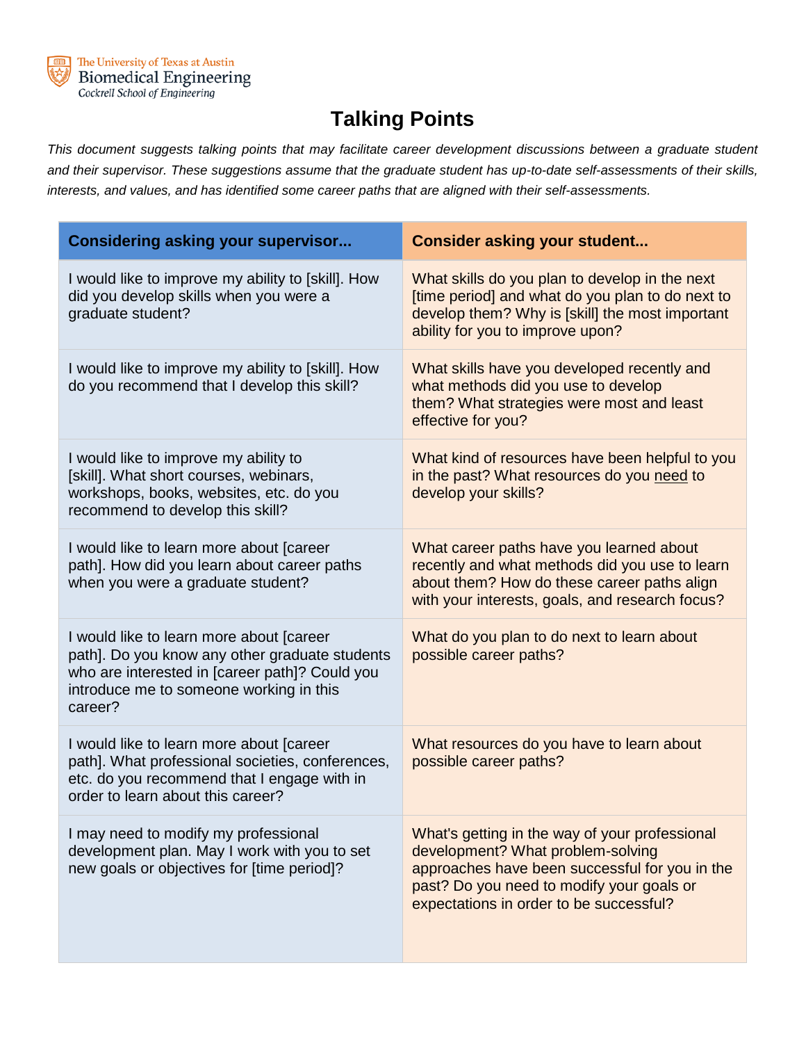The University of Texas at Austin
Biomedical Engineering
Cockrell School of Engineering

# Talking Points

*This document suggests talking points that may facilitate career development discussions between a graduate student and their supervisor. These suggestions assume that the graduate student has up-to-date self-assessments of their skills, interests, and values, and has identified some career paths that are aligned with their self-assessments.*

| Considering asking your supervisor... | Consider asking your student... |
|---|---|
| I would like to improve my ability to [skill]. How did you develop skills when you were a graduate student? | What skills do you plan to develop in the next [time period] and what do you plan to do next to develop them? Why is [skill] the most important ability for you to improve upon? |
| I would like to improve my ability to [skill]. How do you recommend that I develop this skill? | What skills have you developed recently and what methods did you use to develop them? What strategies were most and least effective for you? |
| I would like to improve my ability to [skill]. What short courses, webinars, workshops, books, websites, etc. do you recommend to develop this skill? | What kind of resources have been helpful to you in the past? What resources do you <u>need</u> to develop your skills? |
| I would like to learn more about [career path]. How did you learn about career paths when you were a graduate student? | What career paths have you learned about recently and what methods did you use to learn about them? How do these career paths align with your interests, goals, and research focus? |
| I would like to learn more about [career path]. Do you know any other graduate students who are interested in [career path]? Could you introduce me to someone working in this career? | What do you plan to do next to learn about possible career paths? |
| I would like to learn more about [career path]. What professional societies, conferences, etc. do you recommend that I engage with in order to learn about this career? | What resources do you have to learn about possible career paths? |
| I may need to modify my professional development plan. May I work with you to set new goals or objectives for [time period]? | What's getting in the way of your professional development? What problem-solving approaches have been successful for you in the past? Do you need to modify your goals or expectations in order to be successful? |